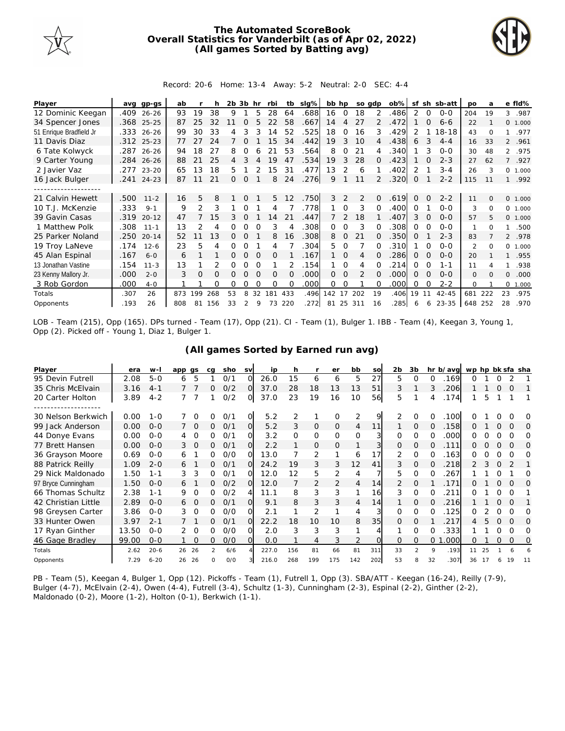# The Automated ScoreBook
## Overall Statistics for Vanderbilt (as of Apr 02, 2022)
### (All games Sorted by Batting avg)

Record: 20-6 Home: 13-4 Away: 5-2 Neutral: 2-0 SEC: 4-4

| Player | avg | gp-gs | ab | r | h | 2b | 3b | hr | rbi | tb | slg% | bb | hp | so | gdp | ob% | sf | sh | sb-att | po | a | e | fld% |
|---|---|---|---|---|---|---|---|---|---|---|---|---|---|---|---|---|---|---|---|---|---|---|---|
| 12 Dominic Keegan | .409 | 26-26 | 93 | 19 | 38 | 9 | 1 | 5 | 28 | 64 | .688 | 16 | 0 | 18 | 2 | .486 | 2 | 0 | 0-0 | 204 | 19 | 3 | .987 |
| 34 Spencer Jones | .368 | 25-25 | 87 | 25 | 32 | 11 | 0 | 5 | 22 | 58 | .667 | 14 | 4 | 27 | 2 | .472 | 1 | 0 | 6-6 | 22 | 1 | 0 | 1.000 |
| 51 Enrique Bradfield Jr | .333 | 26-26 | 99 | 30 | 33 | 4 | 3 | 3 | 14 | 52 | .525 | 18 | 0 | 16 | 3 | .429 | 2 | 1 | 18-18 | 43 | 0 | 1 | .977 |
| 11 Davis Diaz | .312 | 25-23 | 77 | 27 | 24 | 7 | 0 | 1 | 15 | 34 | .442 | 19 | 3 | 10 | 4 | .438 | 6 | 3 | 4-4 | 16 | 33 | 2 | .961 |
| 6 Tate Kolwyck | .287 | 26-26 | 94 | 18 | 27 | 8 | 0 | 6 | 21 | 53 | .564 | 8 | 0 | 21 | 4 | .340 | 1 | 3 | 0-0 | 30 | 48 | 2 | .975 |
| 9 Carter Young | .284 | 26-26 | 88 | 21 | 25 | 4 | 3 | 4 | 19 | 47 | .534 | 19 | 3 | 28 | 0 | .423 | 1 | 0 | 2-3 | 27 | 62 | 7 | .927 |
| 2 Javier Vaz | .277 | 23-20 | 65 | 13 | 18 | 5 | 1 | 2 | 15 | 31 | .477 | 13 | 2 | 6 | 1 | .402 | 2 | 1 | 3-4 | 26 | 3 | 0 | 1.000 |
| 16 Jack Bulger | .241 | 24-23 | 87 | 11 | 21 | 0 | 0 | 1 | 8 | 24 | .276 | 9 | 1 | 11 | 2 | .320 | 0 | 1 | 2-2 | 115 | 11 | 1 | .992 |
| -------------------- | | | | | | | | | | | | | | | | | | | | | | | |
| 21 Calvin Hewett | .500 | 11-2 | 16 | 5 | 8 | 1 | 0 | 1 | 5 | 12 | .750 | 3 | 2 | 2 | 0 | .619 | 0 | 0 | 2-2 | 11 | 0 | 0 | 1.000 |
| 10 T.J. McKenzie | .333 | 9-1 | 9 | 2 | 3 | 1 | 0 | 1 | 4 | 7 | .778 | 1 | 0 | 3 | 0 | .400 | 0 | 1 | 0-0 | 3 | 0 | 0 | 1.000 |
| 39 Gavin Casas | .319 | 20-12 | 47 | 7 | 15 | 3 | 0 | 1 | 14 | 21 | .447 | 7 | 2 | 18 | 1 | .407 | 3 | 0 | 0-0 | 57 | 5 | 0 | 1.000 |
| 1 Matthew Polk | .308 | 11-1 | 13 | 2 | 4 | 0 | 0 | 0 | 3 | 4 | .308 | 0 | 0 | 3 | 0 | .308 | 0 | 0 | 0-0 | 1 | 0 | 1 | .500 |
| 25 Parker Noland | .250 | 20-14 | 52 | 11 | 13 | 0 | 0 | 1 | 8 | 16 | .308 | 8 | 0 | 21 | 0 | .350 | 0 | 1 | 2-3 | 83 | 7 | 2 | .978 |
| 19 Troy LaNeve | .174 | 12-6 | 23 | 5 | 4 | 0 | 0 | 1 | 4 | 7 | .304 | 5 | 0 | 7 | 0 | .310 | 1 | 0 | 0-0 | 2 | 0 | 0 | 1.000 |
| 45 Alan Espinal | .167 | 6-0 | 6 | 1 | 1 | 0 | 0 | 0 | 0 | 1 | .167 | 1 | 0 | 4 | 0 | .286 | 0 | 0 | 0-0 | 20 | 1 | 1 | .955 |
| 13 Jonathan Vastine | .154 | 11-3 | 13 | 1 | 2 | 0 | 0 | 0 | 1 | 2 | .154 | 1 | 0 | 4 | 0 | .214 | 0 | 0 | 1-1 | 11 | 4 | 1 | .938 |
| 23 Kenny Mallory Jr. | .000 | 2-0 | 3 | 0 | 0 | 0 | 0 | 0 | 0 | 0 | .000 | 0 | 0 | 2 | 0 | .000 | 0 | 0 | 0-0 | 0 | 0 | 0 | .000 |
| 3 Rob Gordon | .000 | 4-0 | 1 | 1 | 0 | 0 | 0 | 0 | 0 | 0 | .000 | 0 | 0 | 1 | 0 | .000 | 0 | 0 | 2-2 | 0 | 1 | 0 | 1.000 |
| Totals | .307 | 26 | 873 | 199 | 268 | 53 | 8 | 32 | 181 | 433 | .496 | 142 | 17 | 202 | 19 | .406 | 19 | 11 | 42-45 | 681 | 222 | 23 | .975 |
| Opponents | .193 | 26 | 808 | 81 | 156 | 33 | 2 | 9 | 73 | 220 | .272 | 81 | 25 | 311 | 16 | .285 | 6 | 6 | 23-35 | 648 | 252 | 28 | .970 |

LOB - Team (215), Opp (165). DPs turned - Team (17), Opp (21). CI - Team (1), Bulger 1. IBB - Team (4), Keegan 3, Young 1, Opp (2). Picked off - Young 1, Diaz 1, Bulger 1.

## (All games Sorted by Earned run avg)

| Player | era | w-l | app | gs | cg | sho | sv | ip | h | r | er | bb | so | 2b | 3b | hr | b/avg | wp | hp | bk | sfa | sha |
|---|---|---|---|---|---|---|---|---|---|---|---|---|---|---|---|---|---|---|---|---|---|---|
| 95 Devin Futrell | 2.08 | 5-0 | 6 | 5 | 1 | 0/1 | 0 | 26.0 | 15 | 6 | 6 | 5 | 27 | 5 | 0 | 0 | .169 | 0 | 1 | 0 | 2 | 1 |
| 35 Chris McElvain | 3.16 | 4-1 | 7 | 7 | 0 | 0/2 | 0 | 37.0 | 28 | 18 | 13 | 13 | 51 | 3 | 1 | 3 | .206 | 1 | 1 | 0 | 0 | 1 |
| 20 Carter Holton | 3.89 | 4-2 | 7 | 7 | 1 | 0/2 | 0 | 37.0 | 23 | 19 | 16 | 10 | 56 | 5 | 1 | 4 | .174 | 1 | 5 | 1 | 1 | 1 |
| -------------------- | | | | | | | | | | | | | | | | | | | | | | |
| 30 Nelson Berkwich | 0.00 | 1-0 | 7 | 0 | 0 | 0/1 | 0 | 5.2 | 2 | 1 | 0 | 2 | 9 | 2 | 0 | 0 | .100 | 0 | 1 | 0 | 0 | 0 |
| 99 Jack Anderson | 0.00 | 0-0 | 7 | 0 | 0 | 0/1 | 0 | 5.2 | 3 | 0 | 0 | 4 | 11 | 1 | 0 | 0 | .158 | 0 | 1 | 0 | 0 | 0 |
| 44 Donye Evans | 0.00 | 0-0 | 4 | 0 | 0 | 0/1 | 0 | 3.2 | 0 | 0 | 0 | 0 | 3 | 0 | 0 | 0 | .000 | 0 | 0 | 0 | 0 | 0 |
| 77 Brett Hansen | 0.00 | 0-0 | 3 | 0 | 0 | 0/1 | 0 | 2.2 | 1 | 0 | 0 | 1 | 3 | 0 | 0 | 0 | .111 | 0 | 0 | 0 | 0 | 0 |
| 36 Grayson Moore | 0.69 | 0-0 | 6 | 1 | 0 | 0/0 | 0 | 13.0 | 7 | 2 | 1 | 6 | 17 | 2 | 0 | 0 | .163 | 0 | 0 | 0 | 0 | 0 |
| 88 Patrick Reilly | 1.09 | 2-0 | 6 | 1 | 0 | 0/1 | 0 | 24.2 | 19 | 3 | 3 | 12 | 41 | 3 | 0 | 0 | .218 | 2 | 3 | 0 | 2 | 1 |
| 29 Nick Maldonado | 1.50 | 1-1 | 3 | 3 | 0 | 0/1 | 0 | 12.0 | 12 | 5 | 2 | 4 | 7 | 5 | 0 | 0 | .267 | 1 | 1 | 0 | 1 | 0 |
| 97 Bryce Cunningham | 1.50 | 0-0 | 6 | 1 | 0 | 0/2 | 0 | 12.0 | 7 | 2 | 2 | 4 | 14 | 2 | 0 | 1 | .171 | 0 | 1 | 0 | 0 | 0 |
| 66 Thomas Schultz | 2.38 | 1-1 | 9 | 0 | 0 | 0/2 | 4 | 11.1 | 8 | 3 | 3 | 1 | 16 | 3 | 0 | 0 | .211 | 0 | 1 | 0 | 0 | 1 |
| 42 Christian Little | 2.89 | 0-0 | 6 | 0 | 0 | 0/1 | 0 | 9.1 | 8 | 3 | 3 | 4 | 14 | 1 | 0 | 0 | .216 | 1 | 1 | 0 | 0 | 1 |
| 98 Greysen Carter | 3.86 | 0-0 | 3 | 0 | 0 | 0/0 | 0 | 2.1 | 1 | 2 | 1 | 4 | 3 | 0 | 0 | 0 | .125 | 0 | 2 | 0 | 0 | 0 |
| 33 Hunter Owen | 3.97 | 2-1 | 7 | 1 | 0 | 0/1 | 0 | 22.2 | 18 | 10 | 10 | 8 | 35 | 0 | 0 | 1 | .217 | 4 | 5 | 0 | 0 | 0 |
| 17 Ryan Ginther | 13.50 | 0-0 | 2 | 0 | 0 | 0/0 | 0 | 2.0 | 3 | 3 | 3 | 1 | 4 | 1 | 0 | 0 | .333 | 1 | 1 | 0 | 0 | 0 |
| 46 Gage Bradley | 99.00 | 0-0 | 1 | 0 | 0 | 0/0 | 0 | 0.0 | 1 | 4 | 3 | 2 | 0 | 0 | 0 | 0 | 1.000 | 0 | 1 | 0 | 0 | 0 |
| Totals | 2.62 | 20-6 | 26 | 26 | 2 | 6/6 | 4 | 227.0 | 156 | 81 | 66 | 81 | 311 | 33 | 2 | 9 | .193 | 11 | 25 | 1 | 6 | 6 |
| Opponents | 7.29 | 6-20 | 26 | 26 | 0 | 0/0 | 3 | 216.0 | 268 | 199 | 175 | 142 | 202 | 53 | 8 | 32 | .307 | 36 | 17 | 6 | 19 | 11 |

PB - Team (5), Keegan 4, Bulger 1, Opp (12). Pickoffs - Team (1), Futrell 1, Opp (3). SBA/ATT - Keegan (16-24), Reilly (7-9), Bulger (4-7), McElvain (2-4), Owen (4-4), Futrell (3-4), Schultz (1-3), Cunningham (2-3), Espinal (2-2), Ginther (2-2), Maldonado (0-2), Moore (1-2), Holton (0-1), Berkwich (1-1).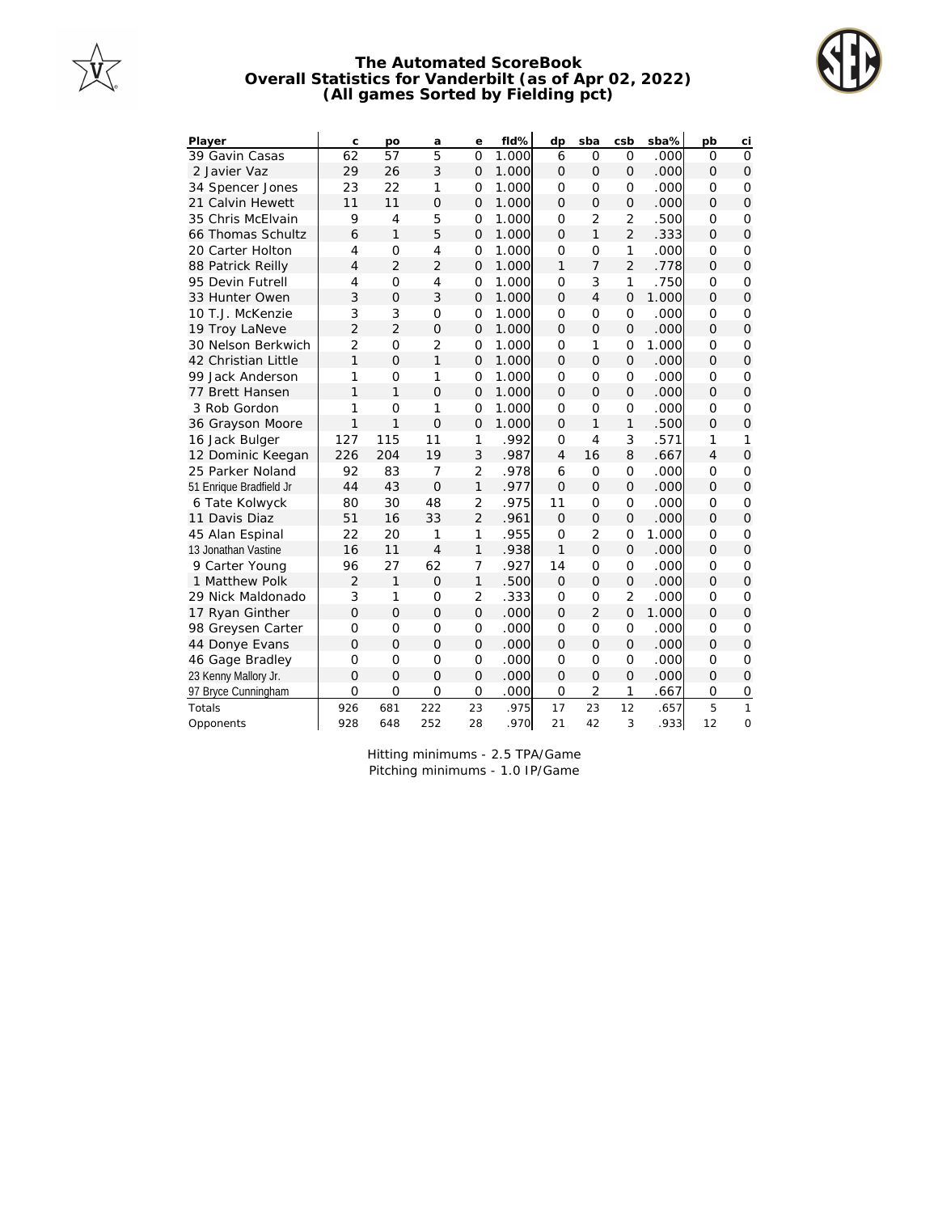## The Automated ScoreBook
## Overall Statistics for Vanderbilt (as of Apr 02, 2022)
## (All games Sorted by Fielding pct)

| Player | c | po | a | e | fld% | dp | sba | csb | sba% | pb | ci |
|---|---|---|---|---|---|---|---|---|---|---|---|
| 39 Gavin Casas | 62 | 57 | 5 | 0 | 1.000 | 6 | 0 | 0 | .000 | 0 | 0 |
| 2 Javier Vaz | 29 | 26 | 3 | 0 | 1.000 | 0 | 0 | 0 | .000 | 0 | 0 |
| 34 Spencer Jones | 23 | 22 | 1 | 0 | 1.000 | 0 | 0 | 0 | .000 | 0 | 0 |
| 21 Calvin Hewett | 11 | 11 | 0 | 0 | 1.000 | 0 | 0 | 0 | .000 | 0 | 0 |
| 35 Chris McElvain | 9 | 4 | 5 | 0 | 1.000 | 0 | 2 | 2 | .500 | 0 | 0 |
| 66 Thomas Schultz | 6 | 1 | 5 | 0 | 1.000 | 0 | 1 | 2 | .333 | 0 | 0 |
| 20 Carter Holton | 4 | 0 | 4 | 0 | 1.000 | 0 | 0 | 1 | .000 | 0 | 0 |
| 88 Patrick Reilly | 4 | 2 | 2 | 0 | 1.000 | 1 | 7 | 2 | .778 | 0 | 0 |
| 95 Devin Futrell | 4 | 0 | 4 | 0 | 1.000 | 0 | 3 | 1 | .750 | 0 | 0 |
| 33 Hunter Owen | 3 | 0 | 3 | 0 | 1.000 | 0 | 4 | 0 | 1.000 | 0 | 0 |
| 10 T.J. McKenzie | 3 | 3 | 0 | 0 | 1.000 | 0 | 0 | 0 | .000 | 0 | 0 |
| 19 Troy LaNeve | 2 | 2 | 0 | 0 | 1.000 | 0 | 0 | 0 | .000 | 0 | 0 |
| 30 Nelson Berkwich | 2 | 0 | 2 | 0 | 1.000 | 0 | 1 | 0 | 1.000 | 0 | 0 |
| 42 Christian Little | 1 | 0 | 1 | 0 | 1.000 | 0 | 0 | 0 | .000 | 0 | 0 |
| 99 Jack Anderson | 1 | 0 | 1 | 0 | 1.000 | 0 | 0 | 0 | .000 | 0 | 0 |
| 77 Brett Hansen | 1 | 1 | 0 | 0 | 1.000 | 0 | 0 | 0 | .000 | 0 | 0 |
| 3 Rob Gordon | 1 | 0 | 1 | 0 | 1.000 | 0 | 0 | 0 | .000 | 0 | 0 |
| 36 Grayson Moore | 1 | 1 | 0 | 0 | 1.000 | 0 | 1 | 1 | .500 | 0 | 0 |
| 16 Jack Bulger | 127 | 115 | 11 | 1 | .992 | 0 | 4 | 3 | .571 | 1 | 1 |
| 12 Dominic Keegan | 226 | 204 | 19 | 3 | .987 | 4 | 16 | 8 | .667 | 4 | 0 |
| 25 Parker Noland | 92 | 83 | 7 | 2 | .978 | 6 | 0 | 0 | .000 | 0 | 0 |
| 51 Enrique Bradfield Jr | 44 | 43 | 0 | 1 | .977 | 0 | 0 | 0 | .000 | 0 | 0 |
| 6 Tate Kolwyck | 80 | 30 | 48 | 2 | .975 | 11 | 0 | 0 | .000 | 0 | 0 |
| 11 Davis Diaz | 51 | 16 | 33 | 2 | .961 | 0 | 0 | 0 | .000 | 0 | 0 |
| 45 Alan Espinal | 22 | 20 | 1 | 1 | .955 | 0 | 2 | 0 | 1.000 | 0 | 0 |
| 13 Jonathan Vastine | 16 | 11 | 4 | 1 | .938 | 1 | 0 | 0 | .000 | 0 | 0 |
| 9 Carter Young | 96 | 27 | 62 | 7 | .927 | 14 | 0 | 0 | .000 | 0 | 0 |
| 1 Matthew Polk | 2 | 1 | 0 | 1 | .500 | 0 | 0 | 0 | .000 | 0 | 0 |
| 29 Nick Maldonado | 3 | 1 | 0 | 2 | .333 | 0 | 0 | 2 | .000 | 0 | 0 |
| 17 Ryan Ginther | 0 | 0 | 0 | 0 | .000 | 0 | 2 | 0 | 1.000 | 0 | 0 |
| 98 Greysen Carter | 0 | 0 | 0 | 0 | .000 | 0 | 0 | 0 | .000 | 0 | 0 |
| 44 Donye Evans | 0 | 0 | 0 | 0 | .000 | 0 | 0 | 0 | .000 | 0 | 0 |
| 46 Gage Bradley | 0 | 0 | 0 | 0 | .000 | 0 | 0 | 0 | .000 | 0 | 0 |
| 23 Kenny Mallory Jr. | 0 | 0 | 0 | 0 | .000 | 0 | 0 | 0 | .000 | 0 | 0 |
| 97 Bryce Cunningham | 0 | 0 | 0 | 0 | .000 | 0 | 2 | 1 | .667 | 0 | 0 |
| Totals | 926 | 681 | 222 | 23 | .975 | 17 | 23 | 12 | .657 | 5 | 1 |
| Opponents | 928 | 648 | 252 | 28 | .970 | 21 | 42 | 3 | .933 | 12 | 0 |

Hitting minimums - 2.5 TPA/Game
Pitching minimums - 1.0 IP/Game